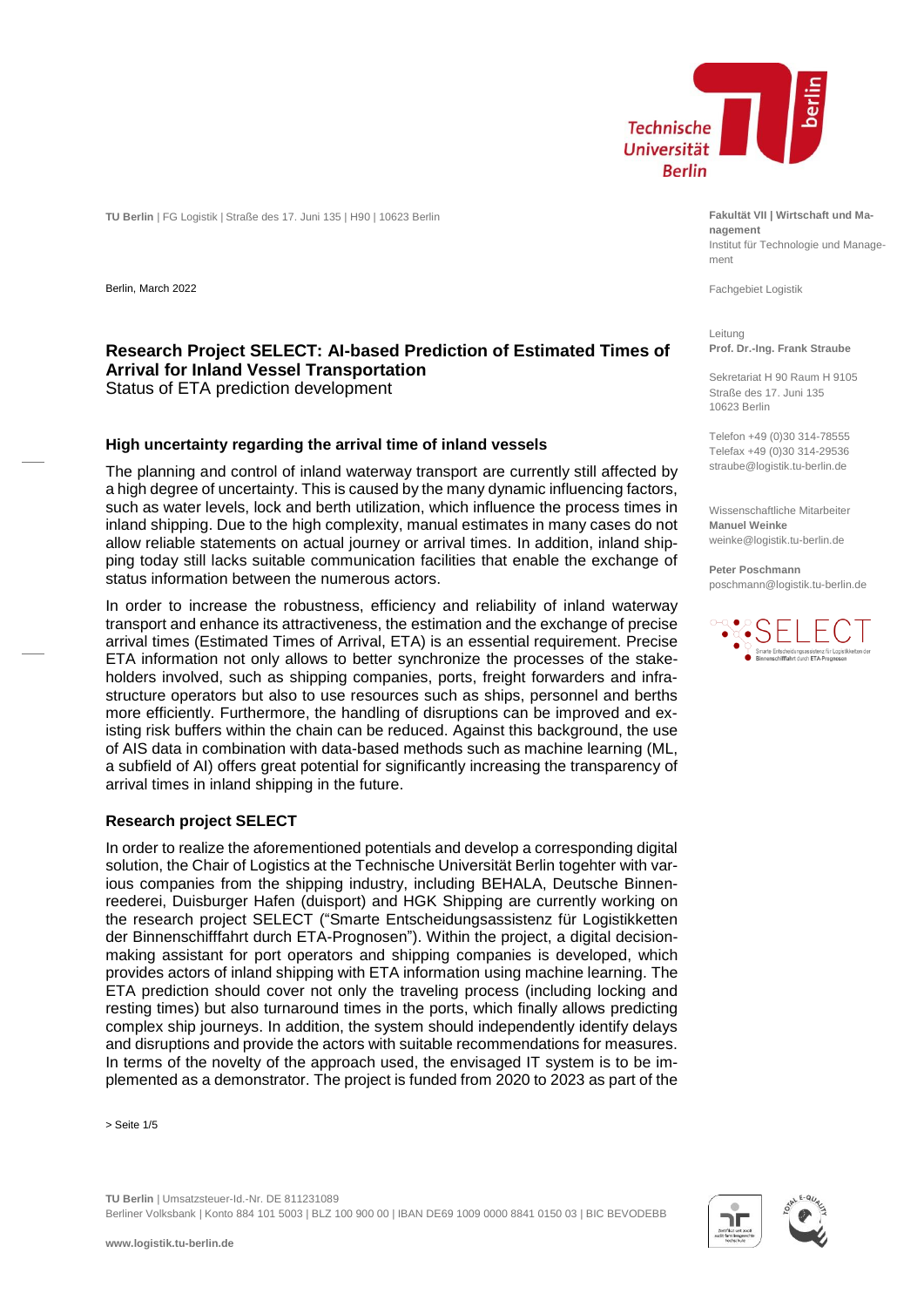TU Berlin | FG Logistik | Straße des 17. Juni 135 | H90 | 10623 Berlin

**Fakultät VII | Wirtschaft und Management**
Institut für Technologie und Management

Fachgebiet Logistik

Leitung
**Prof. Dr.-Ing. Frank Straube**

Sekretariat H 90 Raum H 9105
Straße des 17. Juni 135
10623 Berlin

Telefon +49 (0)30 314-78555
Telefax +49 (0)30 314-29536
straube@logistik.tu-berlin.de

Wissenschaftliche Mitarbeiter
**Manuel Weinke**
weinke@logistik.tu-berlin.de

**Peter Poschmann**
poschmann@logistik.tu-berlin.de

Berlin, March 2022

# Research Project SELECT: AI-based Prediction of Estimated Times of Arrival for Inland Vessel Transportation

Status of ETA prediction development

## High uncertainty regarding the arrival time of inland vessels

The planning and control of inland waterway transport are currently still affected by a high degree of uncertainty. This is caused by the many dynamic influencing factors, such as water levels, lock and berth utilization, which influence the process times in inland shipping. Due to the high complexity, manual estimates in many cases do not allow reliable statements on actual journey or arrival times. In addition, inland shipping today still lacks suitable communication facilities that enable the exchange of status information between the numerous actors.

In order to increase the robustness, efficiency and reliability of inland waterway transport and enhance its attractiveness, the estimation and the exchange of precise arrival times (Estimated Times of Arrival, ETA) is an essential requirement. Precise ETA information not only allows to better synchronize the processes of the stakeholders involved, such as shipping companies, ports, freight forwarders and infrastructure operators but also to use resources such as ships, personnel and berths more efficiently. Furthermore, the handling of disruptions can be improved and existing risk buffers within the chain can be reduced. Against this background, the use of AIS data in combination with data-based methods such as machine learning (ML, a subfield of AI) offers great potential for significantly increasing the transparency of arrival times in inland shipping in the future.

## Research project SELECT

In order to realize the aforementioned potentials and develop a corresponding digital solution, the Chair of Logistics at the Technische Universität Berlin togehter with various companies from the shipping industry, including BEHALA, Deutsche Binnenreederei, Duisburger Hafen (duisport) and HGK Shipping are currently working on the research project SELECT ("Smarte Entscheidungsassistenz für Logistikketten der Binnenschifffahrt durch ETA-Prognosen"). Within the project, a digital decision-making assistant for port operators and shipping companies is developed, which provides actors of inland shipping with ETA information using machine learning. The ETA prediction should cover not only the traveling process (including locking and resting times) but also turnaround times in the ports, which finally allows predicting complex ship journeys. In addition, the system should independently identify delays and disruptions and provide the actors with suitable recommendations for measures. In terms of the novelty of the approach used, the envisaged IT system is to be implemented as a demonstrator. The project is funded from 2020 to 2023 as part of the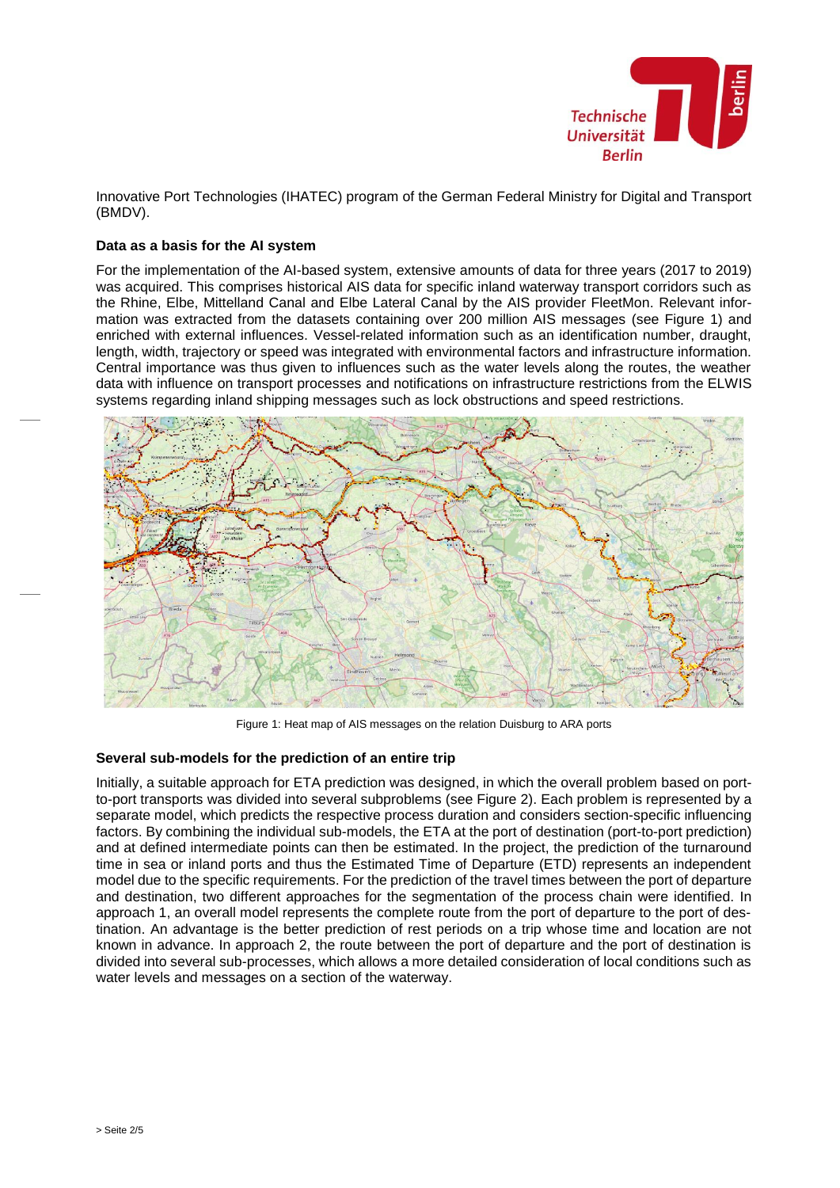Innovative Port Technologies (IHATEC) program of the German Federal Ministry for Digital and Transport (BMDV).

**Data as a basis for the AI system**

For the implementation of the AI-based system, extensive amounts of data for three years (2017 to 2019) was acquired. This comprises historical AIS data for specific inland waterway transport corridors such as the Rhine, Elbe, Mittelland Canal and Elbe Lateral Canal by the AIS provider FleetMon. Relevant information was extracted from the datasets containing over 200 million AIS messages (see Figure 1) and enriched with external influences. Vessel-related information such as an identification number, draught, length, width, trajectory or speed was integrated with environmental factors and infrastructure information. Central importance was thus given to influences such as the water levels along the routes, the weather data with influence on transport processes and notifications on infrastructure restrictions from the ELWIS systems regarding inland shipping messages such as lock obstructions and speed restrictions.

Figure 1: Heat map of AIS messages on the relation Duisburg to ARA ports

**Several sub-models for the prediction of an entire trip**

Initially, a suitable approach for ETA prediction was designed, in which the overall problem based on port-to-port transports was divided into several subproblems (see Figure 2). Each problem is represented by a separate model, which predicts the respective process duration and considers section-specific influencing factors. By combining the individual sub-models, the ETA at the port of destination (port-to-port prediction) and at defined intermediate points can then be estimated. In the project, the prediction of the turnaround time in sea or inland ports and thus the Estimated Time of Departure (ETD) represents an independent model due to the specific requirements. For the prediction of the travel times between the port of departure and destination, two different approaches for the segmentation of the process chain were identified. In approach 1, an overall model represents the complete route from the port of departure to the port of destination. An advantage is the better prediction of rest periods on a trip whose time and location are not known in advance. In approach 2, the route between the port of departure and the port of destination is divided into several sub-processes, which allows a more detailed consideration of local conditions such as water levels and messages on a section of the waterway.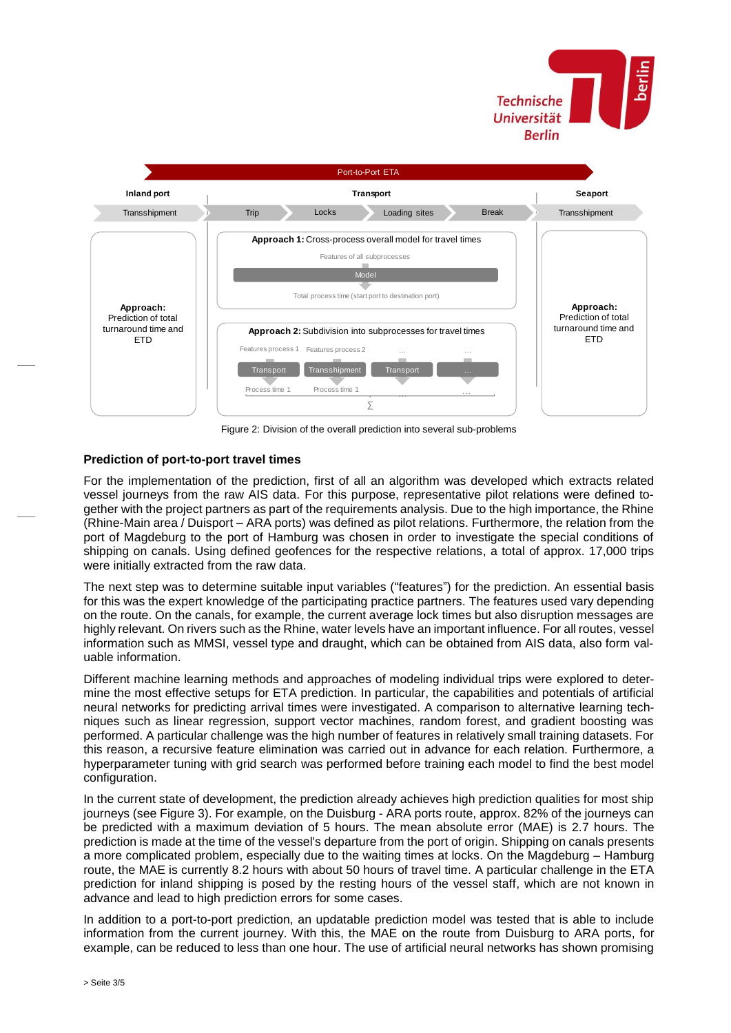Port-to-Port ETA

| Inland port | Transport | | | | Seaport |
|---|---|---|---|---|---|
| Transshipment | Trip | Locks | Loading sites | Break | Transshipment |

**Approach:** Prediction of total turnaround time and ETD

**Approach 1:** Cross-process overall model for travel times

Features of all subprocesses

Model

Total process time (start port to destination port)

**Approach 2:** Subdivision into subprocesses for travel times

Features process 1 | Features process 2 | … | …

Transport | Transshipment | Transport | …

Process time 1 | Process time 1 | … | …

Σ

**Approach:** Prediction of total turnaround time and ETD

Figure 2: Division of the overall prediction into several sub-problems

## Prediction of port-to-port travel times

For the implementation of the prediction, first of all an algorithm was developed which extracts related vessel journeys from the raw AIS data. For this purpose, representative pilot relations were defined together with the project partners as part of the requirements analysis. Due to the high importance, the Rhine (Rhine-Main area / Duisport – ARA ports) was defined as pilot relations. Furthermore, the relation from the port of Magdeburg to the port of Hamburg was chosen in order to investigate the special conditions of shipping on canals. Using defined geofences for the respective relations, a total of approx. 17,000 trips were initially extracted from the raw data.

The next step was to determine suitable input variables ("features") for the prediction. An essential basis for this was the expert knowledge of the participating practice partners. The features used vary depending on the route. On the canals, for example, the current average lock times but also disruption messages are highly relevant. On rivers such as the Rhine, water levels have an important influence. For all routes, vessel information such as MMSI, vessel type and draught, which can be obtained from AIS data, also form valuable information.

Different machine learning methods and approaches of modeling individual trips were explored to determine the most effective setups for ETA prediction. In particular, the capabilities and potentials of artificial neural networks for predicting arrival times were investigated. A comparison to alternative learning techniques such as linear regression, support vector machines, random forest, and gradient boosting was performed. A particular challenge was the high number of features in relatively small training datasets. For this reason, a recursive feature elimination was carried out in advance for each relation. Furthermore, a hyperparameter tuning with grid search was performed before training each model to find the best model configuration.

In the current state of development, the prediction already achieves high prediction qualities for most ship journeys (see Figure 3). For example, on the Duisburg - ARA ports route, approx. 82% of the journeys can be predicted with a maximum deviation of 5 hours. The mean absolute error (MAE) is 2.7 hours. The prediction is made at the time of the vessel's departure from the port of origin. Shipping on canals presents a more complicated problem, especially due to the waiting times at locks. On the Magdeburg – Hamburg route, the MAE is currently 8.2 hours with about 50 hours of travel time. A particular challenge in the ETA prediction for inland shipping is posed by the resting hours of the vessel staff, which are not known in advance and lead to high prediction errors for some cases.

In addition to a port-to-port prediction, an updatable prediction model was tested that is able to include information from the current journey. With this, the MAE on the route from Duisburg to ARA ports, for example, can be reduced to less than one hour. The use of artificial neural networks has shown promising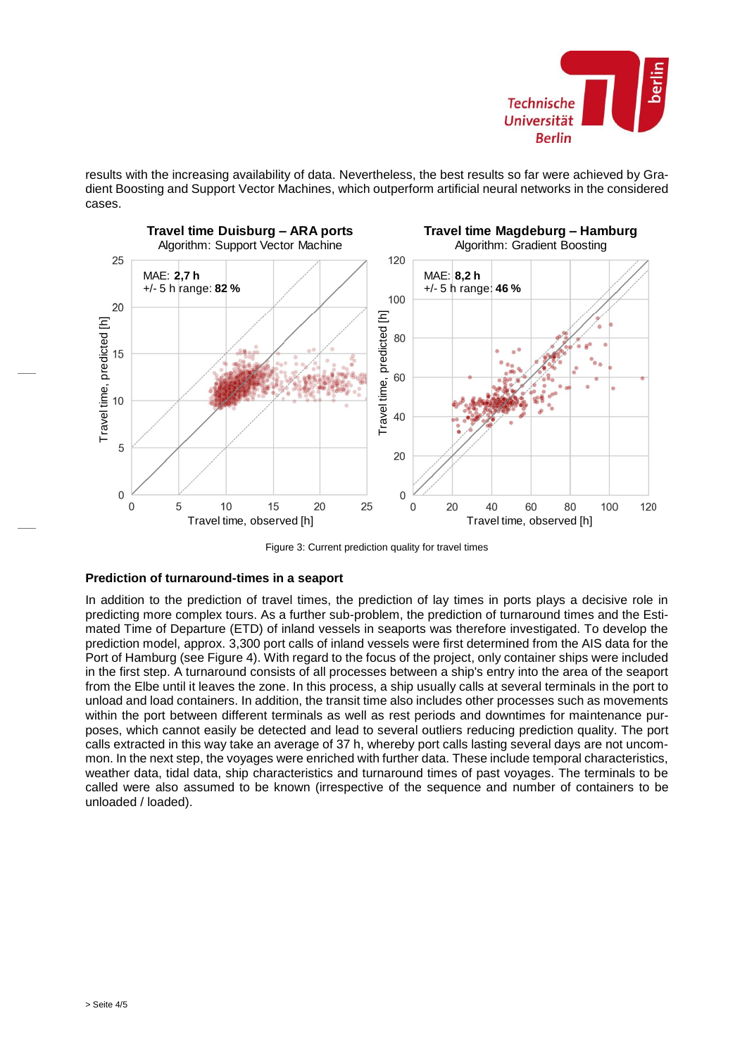results with the increasing availability of data. Nevertheless, the best results so far were achieved by Gradient Boosting and Support Vector Machines, which outperform artificial neural networks in the considered cases.

Figure 3: Current prediction quality for travel times

### Prediction of turnaround-times in a seaport

In addition to the prediction of travel times, the prediction of lay times in ports plays a decisive role in predicting more complex tours. As a further sub-problem, the prediction of turnaround times and the Estimated Time of Departure (ETD) of inland vessels in seaports was therefore investigated. To develop the prediction model, approx. 3,300 port calls of inland vessels were first determined from the AIS data for the Port of Hamburg (see Figure 4). With regard to the focus of the project, only container ships were included in the first step. A turnaround consists of all processes between a ship's entry into the area of the seaport from the Elbe until it leaves the zone. In this process, a ship usually calls at several terminals in the port to unload and load containers. In addition, the transit time also includes other processes such as movements within the port between different terminals as well as rest periods and downtimes for maintenance purposes, which cannot easily be detected and lead to several outliers reducing prediction quality. The port calls extracted in this way take an average of 37 h, whereby port calls lasting several days are not uncommon. In the next step, the voyages were enriched with further data. These include temporal characteristics, weather data, tidal data, ship characteristics and turnaround times of past voyages. The terminals to be called were also assumed to be known (irrespective of the sequence and number of containers to be unloaded / loaded).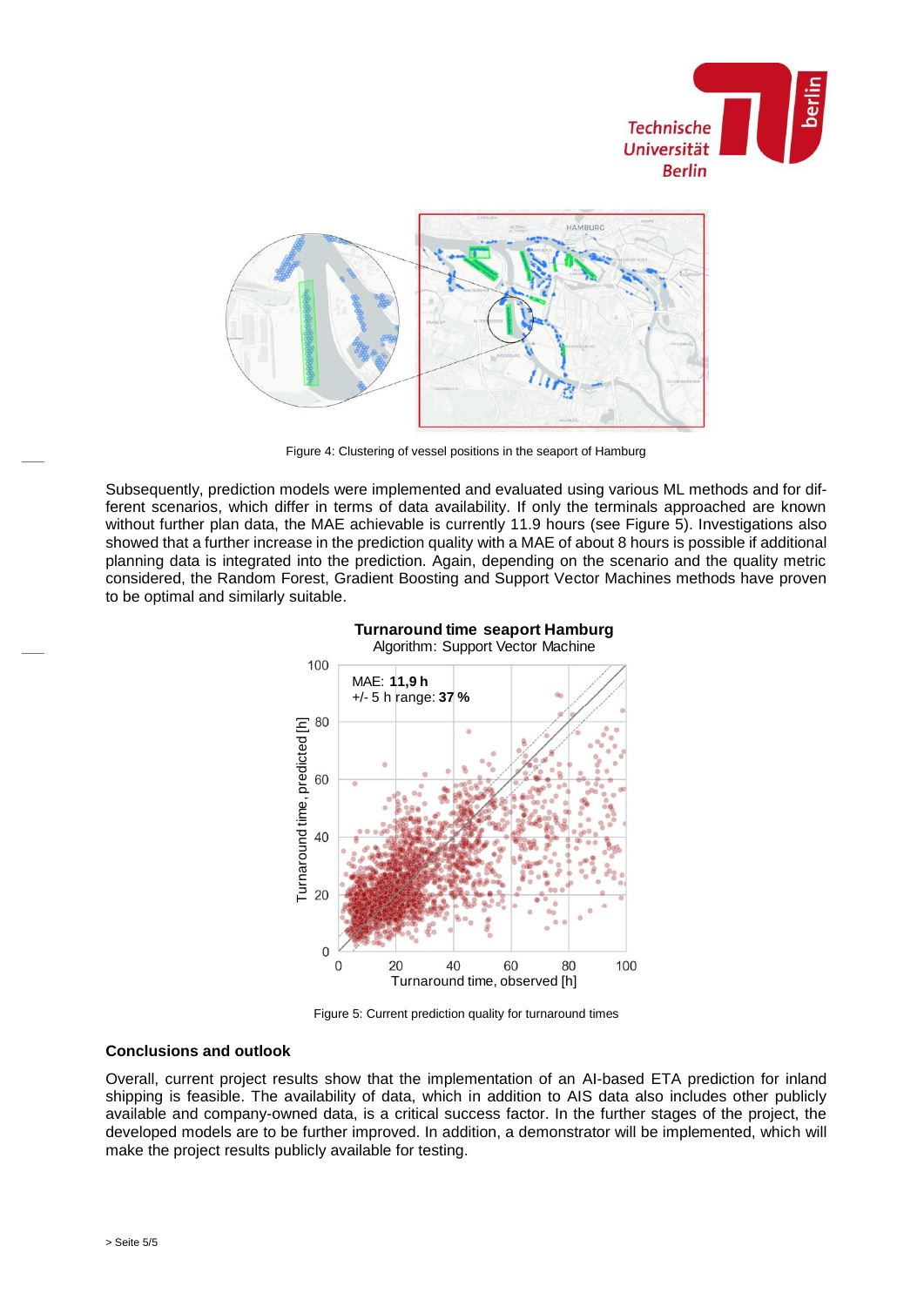Figure 4: Clustering of vessel positions in the seaport of Hamburg

Subsequently, prediction models were implemented and evaluated using various ML methods and for different scenarios, which differ in terms of data availability. If only the terminals approached are known without further plan data, the MAE achievable is currently 11.9 hours (see Figure 5). Investigations also showed that a further increase in the prediction quality with a MAE of about 8 hours is possible if additional planning data is integrated into the prediction. Again, depending on the scenario and the quality metric considered, the Random Forest, Gradient Boosting and Support Vector Machines methods have proven to be optimal and similarly suitable.

**Turnaround time seaport Hamburg**
Algorithm: Support Vector Machine

MAE: **11,9 h**
+/- 5 h range: **37 %**

Turnaround time, predicted [h]
Turnaround time, observed [h]

0
20
40
60
80
100

Figure 5: Current prediction quality for turnaround times

## Conclusions and outlook

Overall, current project results show that the implementation of an AI-based ETA prediction for inland shipping is feasible. The availability of data, which in addition to AIS data also includes other publicly available and company-owned data, is a critical success factor. In the further stages of the project, the developed models are to be further improved. In addition, a demonstrator will be implemented, which will make the project results publicly available for testing.